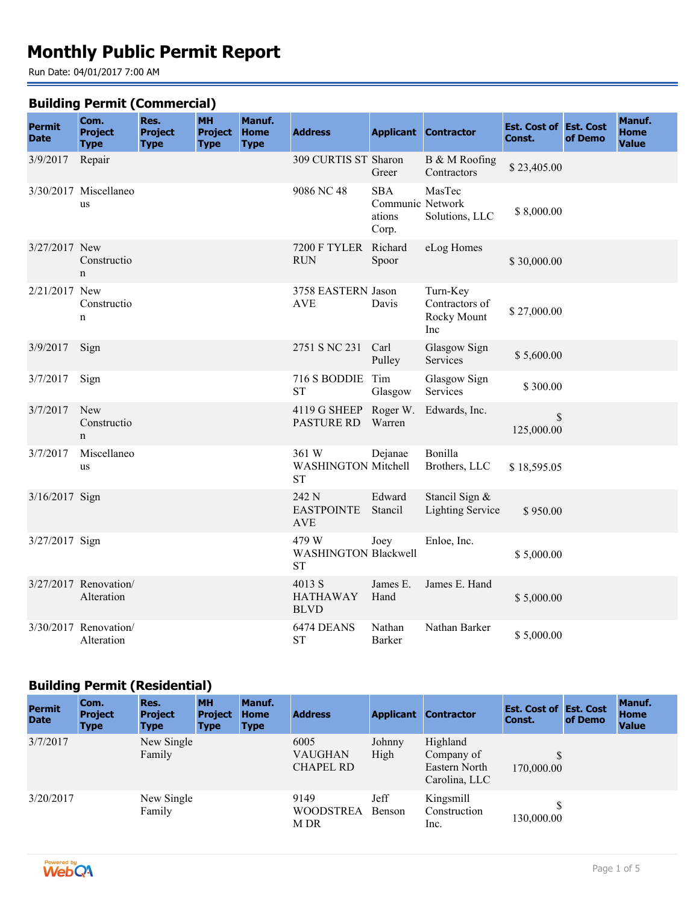# Monthly Public Permit Report

Run Date: 04/01/2017 7:00 AM

## Building Permit (Commercial)

| Permit Date | Com. Project Type | Res. Project Type | MH Project Type | Manuf. Home Type | Address | Applicant | Contractor | Est. Cost of Const. | Est. Cost of Demo | Manuf. Home Value |
|---|---|---|---|---|---|---|---|---|---|---|
| 3/9/2017 | Repair | | | | 309 CURTIS ST | Sharon Greer | B & M Roofing Contractors | $ 23,405.00 | | |
| 3/30/2017 | Miscellaneous | | | | 9086 NC 48 | SBA Communications Corp. | MasTec Network Solutions, LLC | $ 8,000.00 | | |
| 3/27/2017 | New Construction | | | | 7200 F TYLER RUN | Richard Spoor | eLog Homes | $ 30,000.00 | | |
| 2/21/2017 | New Construction | | | | 3758 EASTERN AVE | Jason Davis | Turn-Key Contractors of Rocky Mount Inc | $ 27,000.00 | | |
| 3/9/2017 | Sign | | | | 2751 S NC 231 | Carl Pulley | Glasgow Sign Services | $ 5,600.00 | | |
| 3/7/2017 | Sign | | | | 716 S BODDIE ST | Tim Glasgow | Glasgow Sign Services | $ 300.00 | | |
| 3/7/2017 | New Construction | | | | 4119 G SHEEP PASTURE RD | Roger W. Warren | Edwards, Inc. | $ 125,000.00 | | |
| 3/7/2017 | Miscellaneous | | | | 361 W WASHINGTON ST | Dejanae Mitchell | Bonilla Brothers, LLC | $ 18,595.05 | | |
| 3/16/2017 | Sign | | | | 242 N EASTPOINTE AVE | Edward Stancil | Stancil Sign & Lighting Service | $ 950.00 | | |
| 3/27/2017 | Sign | | | | 479 W WASHINGTON ST | Joey Blackwell | Enloe, Inc. | $ 5,000.00 | | |
| 3/27/2017 | Renovation/ Alteration | | | | 4013 S HATHAWAY BLVD | James E. Hand | James E. Hand | $ 5,000.00 | | |
| 3/30/2017 | Renovation/ Alteration | | | | 6474 DEANS ST | Nathan Barker | Nathan Barker | $ 5,000.00 | | |

## Building Permit (Residential)

| Permit Date | Com. Project Type | Res. Project Type | MH Project Type | Manuf. Home Type | Address | Applicant | Contractor | Est. Cost of Const. | Est. Cost of Demo | Manuf. Home Value |
|---|---|---|---|---|---|---|---|---|---|---|
| 3/7/2017 | | New Single Family | | | 6005 VAUGHAN CHAPEL RD | Johnny High | Highland Company of Eastern North Carolina, LLC | $ 170,000.00 | | |
| 3/20/2017 | | New Single Family | | | 9149 WOODSTREAM DR | Jeff Benson | Kingsmill Construction Inc. | $ 130,000.00 | | |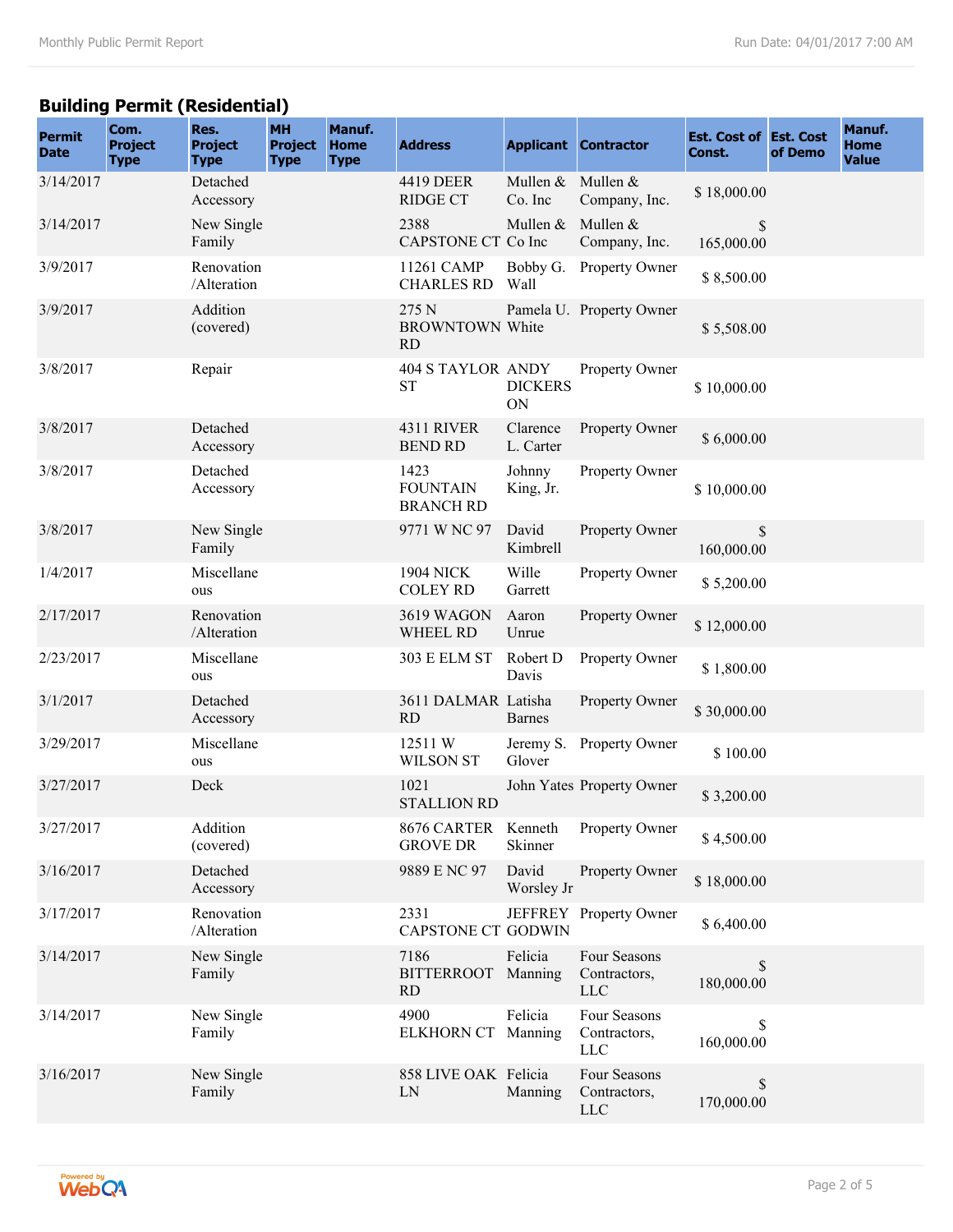## Building Permit (Residential)

| Permit Date | Com. Project Type | Res. Project Type | MH Project Type | Manuf. Home Type | Address | Applicant | Contractor | Est. Cost of Const. | Est. Cost of Demo | Manuf. Home Value |
|---|---|---|---|---|---|---|---|---|---|---|
| 3/14/2017 | | Detached Accessory | | | 4419 DEER RIDGE CT | Mullen & Co. Inc | Mullen & Company, Inc. | $ 18,000.00 | | |
| 3/14/2017 | | New Single Family | | | 2388 CAPSTONE CT | Mullen & Co Inc | Mullen & Company, Inc. | $ 165,000.00 | | |
| 3/9/2017 | | Renovation /Alteration | | | 11261 CAMP CHARLES RD | Bobby G. Wall | Property Owner | $ 8,500.00 | | |
| 3/9/2017 | | Addition (covered) | | | 275 N BROWNTOWN RD | Pamela U. White | Property Owner | $ 5,508.00 | | |
| 3/8/2017 | | Repair | | | 404 S TAYLOR ST | ANDY DICKERSON | Property Owner | $ 10,000.00 | | |
| 3/8/2017 | | Detached Accessory | | | 4311 RIVER BEND RD | Clarence L. Carter | Property Owner | $ 6,000.00 | | |
| 3/8/2017 | | Detached Accessory | | | 1423 FOUNTAIN BRANCH RD | Johnny King, Jr. | Property Owner | $ 10,000.00 | | |
| 3/8/2017 | | New Single Family | | | 9771 W NC 97 | David Kimbrell | Property Owner | $ 160,000.00 | | |
| 1/4/2017 | | Miscellaneous | | | 1904 NICK COLEY RD | Wille Garrett | Property Owner | $ 5,200.00 | | |
| 2/17/2017 | | Renovation /Alteration | | | 3619 WAGON WHEEL RD | Aaron Unrue | Property Owner | $ 12,000.00 | | |
| 2/23/2017 | | Miscellaneous | | | 303 E ELM ST | Robert D Davis | Property Owner | $ 1,800.00 | | |
| 3/1/2017 | | Detached Accessory | | | 3611 DALMAR RD | Latisha Barnes | Property Owner | $ 30,000.00 | | |
| 3/29/2017 | | Miscellaneous | | | 12511 W WILSON ST | Jeremy S. Glover | Property Owner | $ 100.00 | | |
| 3/27/2017 | | Deck | | | 1021 STALLION RD | John Yates | Property Owner | $ 3,200.00 | | |
| 3/27/2017 | | Addition (covered) | | | 8676 CARTER GROVE DR | Kenneth Skinner | Property Owner | $ 4,500.00 | | |
| 3/16/2017 | | Detached Accessory | | | 9889 E NC 97 | David Worsley Jr | Property Owner | $ 18,000.00 | | |
| 3/17/2017 | | Renovation /Alteration | | | 2331 CAPSTONE CT | JEFFREY GODWIN | Property Owner | $ 6,400.00 | | |
| 3/14/2017 | | New Single Family | | | 7186 BITTERROOT RD | Felicia Manning | Four Seasons Contractors, LLC | $ 180,000.00 | | |
| 3/14/2017 | | New Single Family | | | 4900 ELKHORN CT | Felicia Manning | Four Seasons Contractors, LLC | $ 160,000.00 | | |
| 3/16/2017 | | New Single Family | | | 858 LIVE OAK LN | Felicia Manning | Four Seasons Contractors, LLC | $ 170,000.00 | | |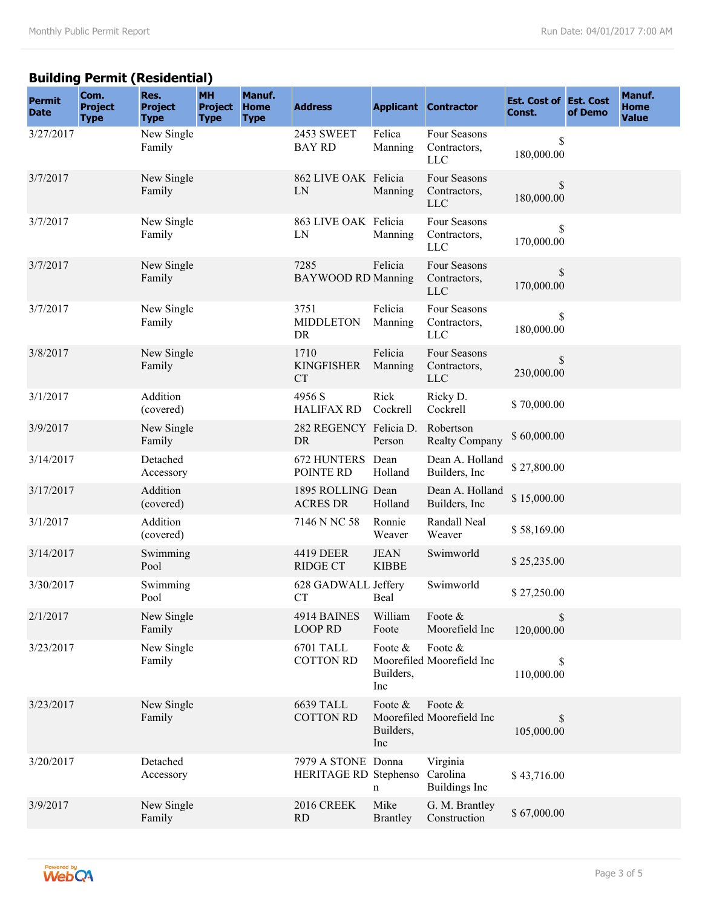## Building Permit (Residential)

| Permit Date | Com. Project Type | Res. Project Type | MH Project Type | Manuf. Home Type | Address | Applicant | Contractor | Est. Cost of Const. | Est. Cost of Demo | Manuf. Home Value |
|---|---|---|---|---|---|---|---|---|---|---|
| 3/27/2017 | | New Single Family | | | 2453 SWEET BAY RD | Felica Manning | Four Seasons Contractors, LLC | $ 180,000.00 | | |
| 3/7/2017 | | New Single Family | | | 862 LIVE OAK LN | Felicia Manning | Four Seasons Contractors, LLC | $ 180,000.00 | | |
| 3/7/2017 | | New Single Family | | | 863 LIVE OAK LN | Felicia Manning | Four Seasons Contractors, LLC | $ 170,000.00 | | |
| 3/7/2017 | | New Single Family | | | 7285 BAYWOOD RD | Felicia Manning | Four Seasons Contractors, LLC | $ 170,000.00 | | |
| 3/7/2017 | | New Single Family | | | 3751 MIDDLETON DR | Felicia Manning | Four Seasons Contractors, LLC | $ 180,000.00 | | |
| 3/8/2017 | | New Single Family | | | 1710 KINGFISHER CT | Felicia Manning | Four Seasons Contractors, LLC | $ 230,000.00 | | |
| 3/1/2017 | | Addition (covered) | | | 4956 S HALIFAX RD | Rick Cockrell | Ricky D. Cockrell | $ 70,000.00 | | |
| 3/9/2017 | | New Single Family | | | 282 REGENCY DR | Felicia D. Person | Robertson Realty Company | $ 60,000.00 | | |
| 3/14/2017 | | Detached Accessory | | | 672 HUNTERS POINTE RD | Dean Holland | Dean A. Holland Builders, Inc | $ 27,800.00 | | |
| 3/17/2017 | | Addition (covered) | | | 1895 ROLLING ACRES DR | Dean Holland | Dean A. Holland Builders, Inc | $ 15,000.00 | | |
| 3/1/2017 | | Addition (covered) | | | 7146 N NC 58 | Ronnie Weaver | Randall Neal Weaver | $ 58,169.00 | | |
| 3/14/2017 | | Swimming Pool | | | 4419 DEER RIDGE CT | JEAN KIBBE | Swimworld | $ 25,235.00 | | |
| 3/30/2017 | | Swimming Pool | | | 628 GADWALL CT | Jeffery Beal | Swimworld | $ 27,250.00 | | |
| 2/1/2017 | | New Single Family | | | 4914 BAINES LOOP RD | William Foote | Foote & Moorefield Inc | $ 120,000.00 | | |
| 3/23/2017 | | New Single Family | | | 6701 TALL COTTON RD | Foote & Moorefiled Builders, Inc | Foote & Moorefield Inc | $ 110,000.00 | | |
| 3/23/2017 | | New Single Family | | | 6639 TALL COTTON RD | Foote & Moorefiled Builders, Inc | Foote & Moorefield Inc | $ 105,000.00 | | |
| 3/20/2017 | | Detached Accessory | | | 7979 A STONE HERITAGE RD | Donna Stephenson | Virginia Carolina Buildings Inc | $ 43,716.00 | | |
| 3/9/2017 | | New Single Family | | | 2016 CREEK RD | Mike Brantley | G. M. Brantley Construction | $ 67,000.00 | | |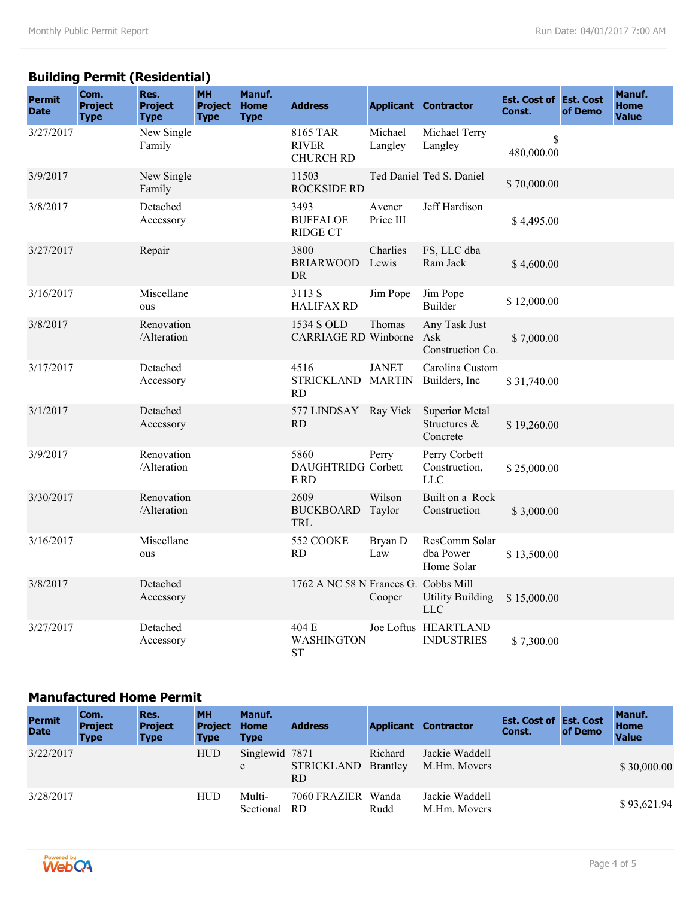## Building Permit (Residential)

| Permit Date | Com. Project Type | Res. Project Type | MH Project Type | Manuf. Home Type | Address | Applicant | Contractor | Est. Cost of Const. | Est. Cost of Demo | Manuf. Home Value |
|---|---|---|---|---|---|---|---|---|---|---|
| 3/27/2017 | | New Single Family | | | 8165 TAR RIVER CHURCH RD | Michael Langley | Michael Terry Langley | $ 480,000.00 | | |
| 3/9/2017 | | New Single Family | | | 11503 ROCKSIDE RD | Ted Daniel | Ted S. Daniel | $ 70,000.00 | | |
| 3/8/2017 | | Detached Accessory | | | 3493 BUFFALOE RIDGE CT | Avener Price III | Jeff Hardison | $ 4,495.00 | | |
| 3/27/2017 | | Repair | | | 3800 BRIARWOOD DR | Charlies Lewis | FS, LLC dba Ram Jack | $ 4,600.00 | | |
| 3/16/2017 | | Miscellaneous | | | 3113 S HALIFAX RD | Jim Pope | Jim Pope Builder | $ 12,000.00 | | |
| 3/8/2017 | | Renovation /Alteration | | | 1534 S OLD CARRIAGE RD | Thomas Winborne | Any Task Just Ask Construction Co. | $ 7,000.00 | | |
| 3/17/2017 | | Detached Accessory | | | 4516 STRICKLAND RD | JANET MARTIN | Carolina Custom Builders, Inc | $ 31,740.00 | | |
| 3/1/2017 | | Detached Accessory | | | 577 LINDSAY RD | Ray Vick | Superior Metal Structures & Concrete | $ 19,260.00 | | |
| 3/9/2017 | | Renovation /Alteration | | | 5860 DAUGHTRIDGE RD | Perry Corbett | Perry Corbett Construction, LLC | $ 25,000.00 | | |
| 3/30/2017 | | Renovation /Alteration | | | 2609 BUCKBOARD TRL | Wilson Taylor | Built on a Rock Construction | $ 3,000.00 | | |
| 3/16/2017 | | Miscellaneous | | | 552 COOKE RD | Bryan D Law | ResComm Solar dba Power Home Solar | $ 13,500.00 | | |
| 3/8/2017 | | Detached Accessory | | | 1762 A NC 58 N | Frances G. Cooper | Cobbs Mill Utility Building LLC | $ 15,000.00 | | |
| 3/27/2017 | | Detached Accessory | | | 404 E WASHINGTON ST | Joe Loftus | HEARTLAND INDUSTRIES | $ 7,300.00 | | |

## Manufactured Home Permit

| Permit Date | Com. Project Type | Res. Project Type | MH Project Type | Manuf. Home Type | Address | Applicant | Contractor | Est. Cost of Const. | Est. Cost of Demo | Manuf. Home Value |
|---|---|---|---|---|---|---|---|---|---|---|
| 3/22/2017 | | | HUD | Singlewide | 7871 STRICKLAND RD | Richard Brantley | Jackie Waddell M.Hm. Movers | | | $ 30,000.00 |
| 3/28/2017 | | | HUD | Multi-Sectional | 7060 FRAZIER RD | Wanda Rudd | Jackie Waddell M.Hm. Movers | | | $ 93,621.94 |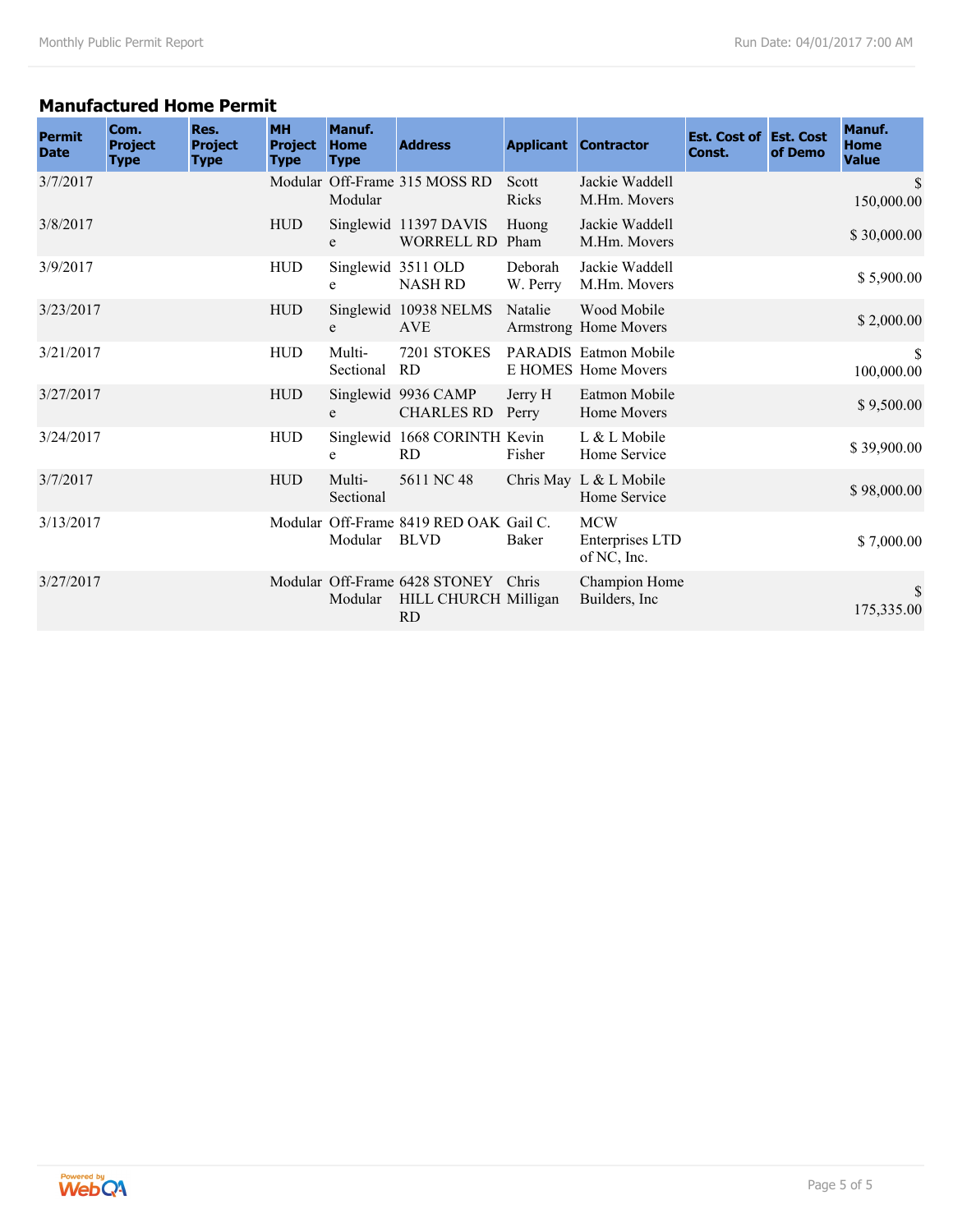## Manufactured Home Permit

| Permit Date | Com. Project Type | Res. Project Type | MH Project Type | Manuf. Home Type | Address | Applicant | Contractor | Est. Cost of Const. | Est. Cost of Demo | Manuf. Home Value |
|---|---|---|---|---|---|---|---|---|---|---|
| 3/7/2017 | | | Modular | Off-Frame Modular | 315 MOSS RD | Scott Ricks | Jackie Waddell M.Hm. Movers | | | $ 150,000.00 |
| 3/8/2017 | | | HUD | Singlewide | 11397 DAVIS WORRELL RD | Huong Pham | Jackie Waddell M.Hm. Movers | | | $ 30,000.00 |
| 3/9/2017 | | | HUD | Singlewide | 3511 OLD NASH RD | Deborah W. Perry | Jackie Waddell M.Hm. Movers | | | $ 5,900.00 |
| 3/23/2017 | | | HUD | Singlewide | 10938 NELMS AVE | Natalie Armstrong | Wood Mobile Home Movers | | | $ 2,000.00 |
| 3/21/2017 | | | HUD | Multi-Sectional | 7201 STOKES RD | PARADISE HOMES | Eatmon Mobile Home Movers | | | $ 100,000.00 |
| 3/27/2017 | | | HUD | Singlewide | 9936 CAMP CHARLES RD | Jerry H Perry | Eatmon Mobile Home Movers | | | $ 9,500.00 |
| 3/24/2017 | | | HUD | Singlewide | 1668 CORINTH RD | Kevin Fisher | L & L Mobile Home Service | | | $ 39,900.00 |
| 3/7/2017 | | | HUD | Multi-Sectional | 5611 NC 48 | Chris May | L & L Mobile Home Service | | | $ 98,000.00 |
| 3/13/2017 | | | Modular | Off-Frame Modular | 8419 RED OAK BLVD | Gail C. Baker | MCW Enterprises LTD of NC, Inc. | | | $ 7,000.00 |
| 3/27/2017 | | | Modular | Off-Frame Modular | 6428 STONEY HILL CHURCH RD | Chris Milligan | Champion Home Builders, Inc | | | $ 175,335.00 |